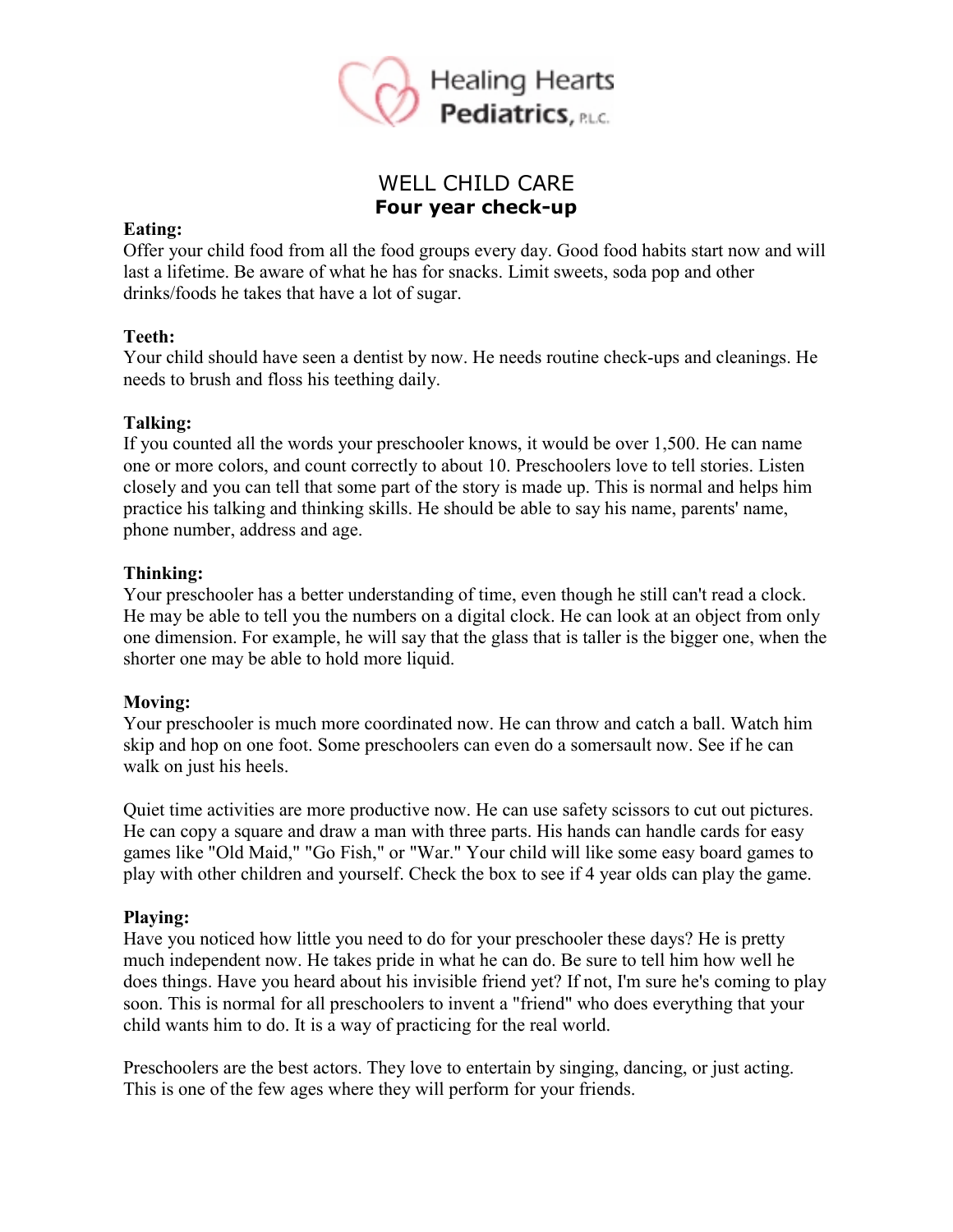Healing Hearts Pediatrics, P.L.C.

# WELL CHILD CARE

## Four year check-up

**Eating:**

Offer your child food from all the food groups every day. Good food habits start now and will last a lifetime. Be aware of what he has for snacks. Limit sweets, soda pop and other drinks/foods he takes that have a lot of sugar.

**Teeth:**

Your child should have seen a dentist by now. He needs routine check-ups and cleanings. He needs to brush and floss his teething daily.

**Talking:**

If you counted all the words your preschooler knows, it would be over 1,500. He can name one or more colors, and count correctly to about 10. Preschoolers love to tell stories. Listen closely and you can tell that some part of the story is made up. This is normal and helps him practice his talking and thinking skills. He should be able to say his name, parents' name, phone number, address and age.

**Thinking:**

Your preschooler has a better understanding of time, even though he still can't read a clock. He may be able to tell you the numbers on a digital clock. He can look at an object from only one dimension. For example, he will say that the glass that is taller is the bigger one, when the shorter one may be able to hold more liquid.

**Moving:**

Your preschooler is much more coordinated now. He can throw and catch a ball. Watch him skip and hop on one foot. Some preschoolers can even do a somersault now. See if he can walk on just his heels.

Quiet time activities are more productive now. He can use safety scissors to cut out pictures. He can copy a square and draw a man with three parts. His hands can handle cards for easy games like "Old Maid," "Go Fish," or "War." Your child will like some easy board games to play with other children and yourself. Check the box to see if 4 year olds can play the game.

**Playing:**

Have you noticed how little you need to do for your preschooler these days? He is pretty much independent now. He takes pride in what he can do. Be sure to tell him how well he does things. Have you heard about his invisible friend yet? If not, I'm sure he's coming to play soon. This is normal for all preschoolers to invent a "friend" who does everything that your child wants him to do. It is a way of practicing for the real world.

Preschoolers are the best actors. They love to entertain by singing, dancing, or just acting. This is one of the few ages where they will perform for your friends.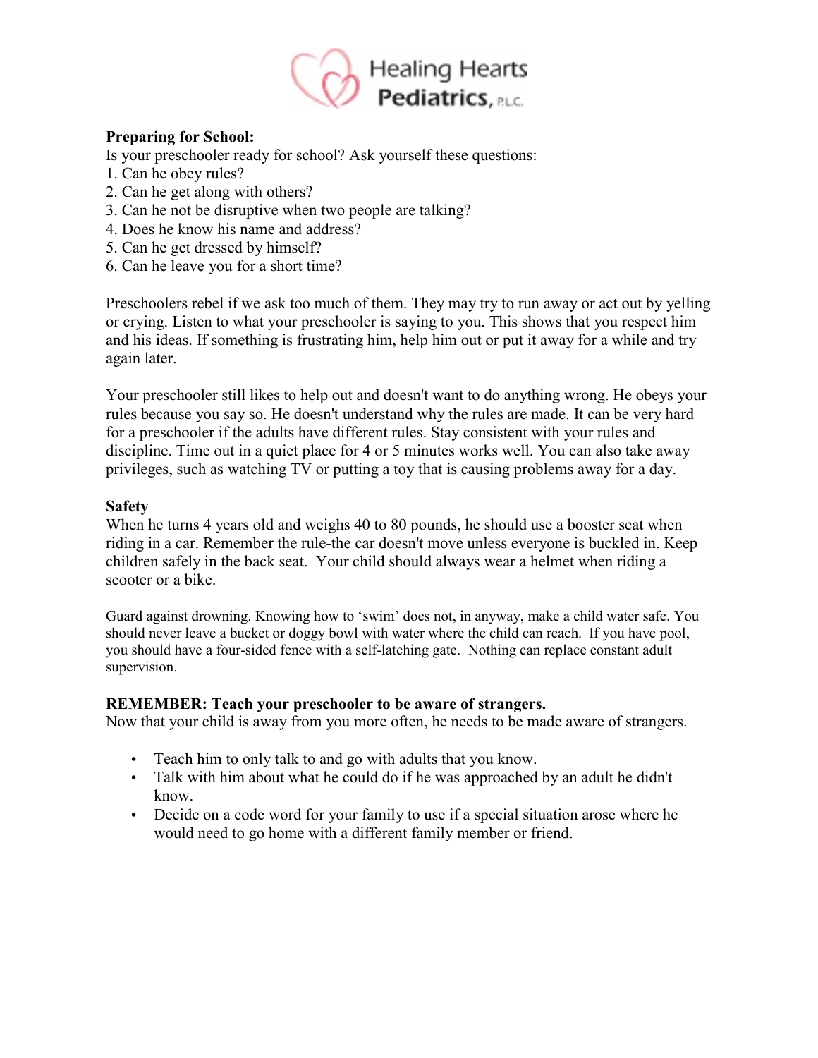Healing Hearts Pediatrics, P.L.C.

**Preparing for School:**

Is your preschooler ready for school? Ask yourself these questions:

1. Can he obey rules?
2. Can he get along with others?
3. Can he not be disruptive when two people are talking?
4. Does he know his name and address?
5. Can he get dressed by himself?
6. Can he leave you for a short time?

Preschoolers rebel if we ask too much of them. They may try to run away or act out by yelling or crying. Listen to what your preschooler is saying to you. This shows that you respect him and his ideas. If something is frustrating him, help him out or put it away for a while and try again later.

Your preschooler still likes to help out and doesn't want to do anything wrong. He obeys your rules because you say so. He doesn't understand why the rules are made. It can be very hard for a preschooler if the adults have different rules. Stay consistent with your rules and discipline. Time out in a quiet place for 4 or 5 minutes works well. You can also take away privileges, such as watching TV or putting a toy that is causing problems away for a day.

**Safety**

When he turns 4 years old and weighs 40 to 80 pounds, he should use a booster seat when riding in a car. Remember the rule-the car doesn't move unless everyone is buckled in. Keep children safely in the back seat. Your child should always wear a helmet when riding a scooter or a bike.

Guard against drowning. Knowing how to 'swim' does not, in anyway, make a child water safe. You should never leave a bucket or doggy bowl with water where the child can reach. If you have pool, you should have a four-sided fence with a self-latching gate. Nothing can replace constant adult supervision.

**REMEMBER: Teach your preschooler to be aware of strangers.**

Now that your child is away from you more often, he needs to be made aware of strangers.

- Teach him to only talk to and go with adults that you know.
- Talk with him about what he could do if he was approached by an adult he didn't know.
- Decide on a code word for your family to use if a special situation arose where he would need to go home with a different family member or friend.